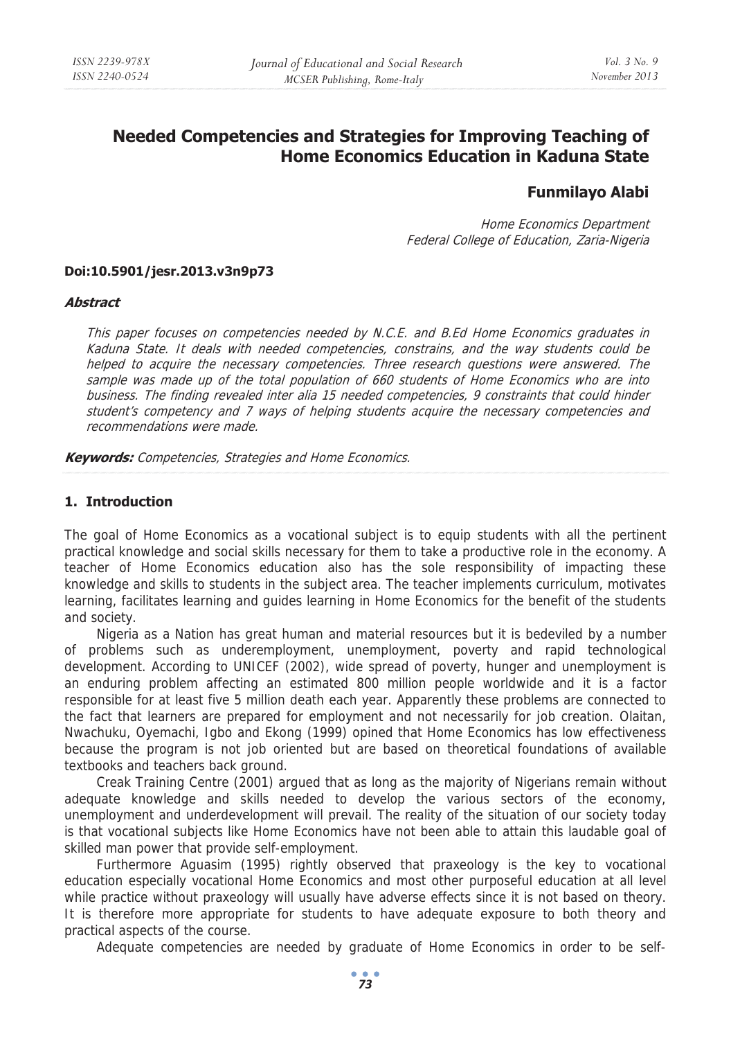# Needed Competencies and Strategies for Improving Teaching of Home Economics Education in Kaduna State

**Funmilayo Alabi**

*Home Economics Department*
*Federal College of Education, Zaria-Nigeria*

**Doi:10.5901/jesr.2013.v3n9p73**

***Abstract***

*This paper focuses on competencies needed by N.C.E. and B.Ed Home Economics graduates in Kaduna State. It deals with needed competencies, constrains, and the way students could be helped to acquire the necessary competencies. Three research questions were answered. The sample was made up of the total population of 660 students of Home Economics who are into business. The finding revealed inter alia 15 needed competencies, 9 constraints that could hinder student's competency and 7 ways of helping students acquire the necessary competencies and recommendations were made.*

***Keywords:*** Competencies, Strategies and Home Economics.

## 1. Introduction

The goal of Home Economics as a vocational subject is to equip students with all the pertinent practical knowledge and social skills necessary for them to take a productive role in the economy. A teacher of Home Economics education also has the sole responsibility of impacting these knowledge and skills to students in the subject area. The teacher implements curriculum, motivates learning, facilitates learning and guides learning in Home Economics for the benefit of the students and society.

Nigeria as a Nation has great human and material resources but it is bedeviled by a number of problems such as underemployment, unemployment, poverty and rapid technological development. According to UNICEF (2002), wide spread of poverty, hunger and unemployment is an enduring problem affecting an estimated 800 million people worldwide and it is a factor responsible for at least five 5 million death each year. Apparently these problems are connected to the fact that learners are prepared for employment and not necessarily for job creation. Olaitan, Nwachuku, Oyemachi, Igbo and Ekong (1999) opined that Home Economics has low effectiveness because the program is not job oriented but are based on theoretical foundations of available textbooks and teachers back ground.

Creak Training Centre (2001) argued that as long as the majority of Nigerians remain without adequate knowledge and skills needed to develop the various sectors of the economy, unemployment and underdevelopment will prevail. The reality of the situation of our society today is that vocational subjects like Home Economics have not been able to attain this laudable goal of skilled man power that provide self-employment.

Furthermore Aguasim (1995) rightly observed that praxeology is the key to vocational education especially vocational Home Economics and most other purposeful education at all level while practice without praxeology will usually have adverse effects since it is not based on theory. It is therefore more appropriate for students to have adequate exposure to both theory and practical aspects of the course.

Adequate competencies are needed by graduate of Home Economics in order to be self-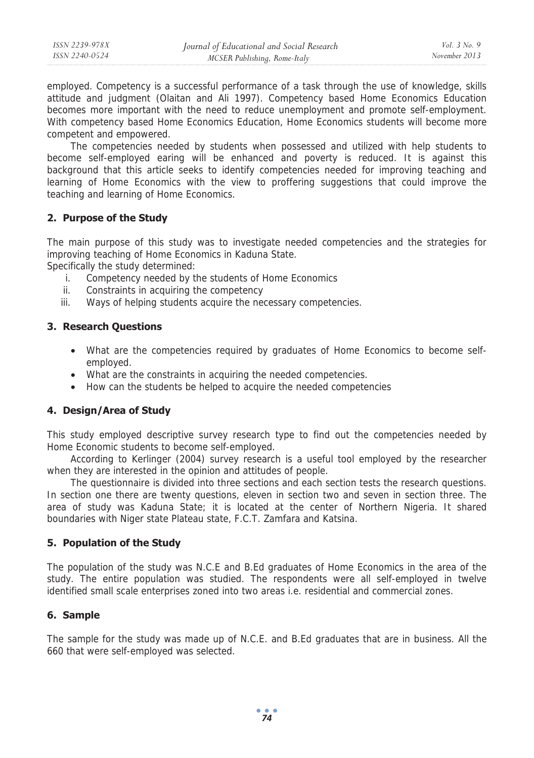employed. Competency is a successful performance of a task through the use of knowledge, skills attitude and judgment (Olaitan and Ali 1997). Competency based Home Economics Education becomes more important with the need to reduce unemployment and promote self-employment. With competency based Home Economics Education, Home Economics students will become more competent and empowered.

The competencies needed by students when possessed and utilized with help students to become self-employed earing will be enhanced and poverty is reduced. It is against this background that this article seeks to identify competencies needed for improving teaching and learning of Home Economics with the view to proffering suggestions that could improve the teaching and learning of Home Economics.

## 2. Purpose of the Study

The main purpose of this study was to investigate needed competencies and the strategies for improving teaching of Home Economics in Kaduna State.

Specifically the study determined:

i. Competency needed by the students of Home Economics
ii. Constraints in acquiring the competency
iii. Ways of helping students acquire the necessary competencies.

## 3. Research Questions

- What are the competencies required by graduates of Home Economics to become self-employed.
- What are the constraints in acquiring the needed competencies.
- How can the students be helped to acquire the needed competencies

## 4. Design/Area of Study

This study employed descriptive survey research type to find out the competencies needed by Home Economic students to become self-employed.

According to Kerlinger (2004) survey research is a useful tool employed by the researcher when they are interested in the opinion and attitudes of people.

The questionnaire is divided into three sections and each section tests the research questions. In section one there are twenty questions, eleven in section two and seven in section three. The area of study was Kaduna State; it is located at the center of Northern Nigeria. It shared boundaries with Niger state Plateau state, F.C.T. Zamfara and Katsina.

## 5. Population of the Study

The population of the study was N.C.E and B.Ed graduates of Home Economics in the area of the study. The entire population was studied. The respondents were all self-employed in twelve identified small scale enterprises zoned into two areas i.e. residential and commercial zones.

## 6. Sample

The sample for the study was made up of N.C.E. and B.Ed graduates that are in business. All the 660 that were self-employed was selected.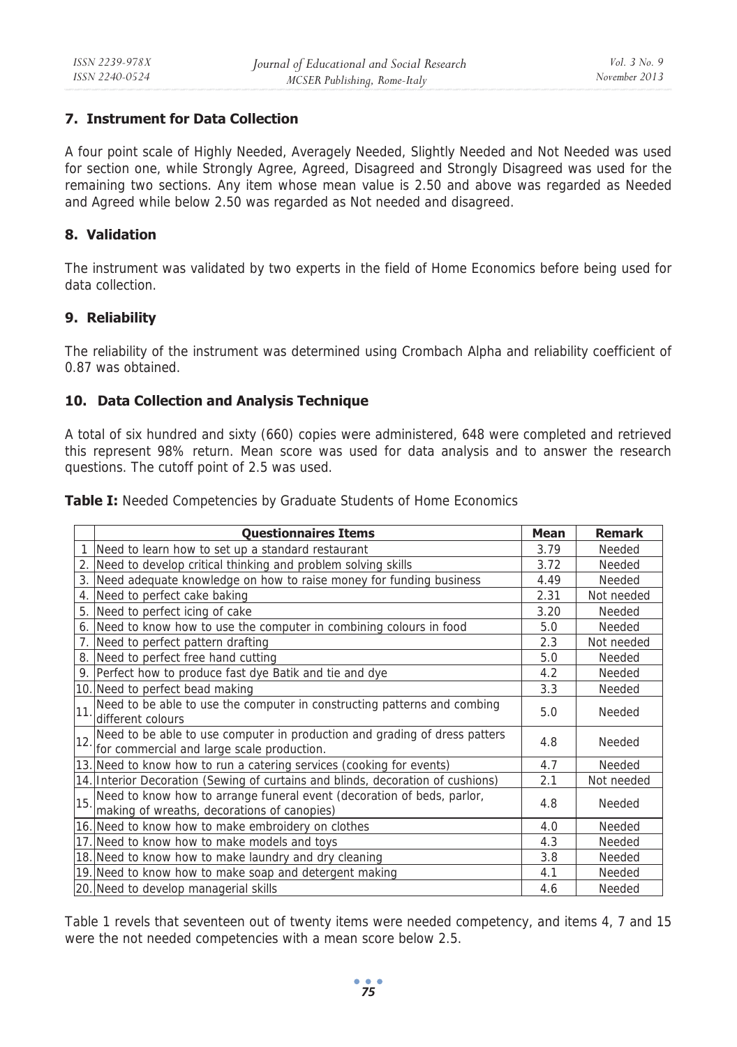## 7. Instrument for Data Collection

A four point scale of Highly Needed, Averagely Needed, Slightly Needed and Not Needed was used for section one, while Strongly Agree, Agreed, Disagreed and Strongly Disagreed was used for the remaining two sections. Any item whose mean value is 2.50 and above was regarded as Needed and Agreed while below 2.50 was regarded as Not needed and disagreed.

## 8. Validation

The instrument was validated by two experts in the field of Home Economics before being used for data collection.

## 9. Reliability

The reliability of the instrument was determined using Crombach Alpha and reliability coefficient of 0.87 was obtained.

## 10. Data Collection and Analysis Technique

A total of six hundred and sixty (660) copies were administered, 648 were completed and retrieved this represent 98% return. Mean score was used for data analysis and to answer the research questions. The cutoff point of 2.5 was used.

**Table I:** Needed Competencies by Graduate Students of Home Economics

| | Questionnaires Items | Mean | Remark |
|---|---|---|---|
| 1 | Need to learn how to set up a standard restaurant | 3.79 | Needed |
| 2. | Need to develop critical thinking and problem solving skills | 3.72 | Needed |
| 3. | Need adequate knowledge on how to raise money for funding business | 4.49 | Needed |
| 4. | Need to perfect cake baking | 2.31 | Not needed |
| 5. | Need to perfect icing of cake | 3.20 | Needed |
| 6. | Need to know how to use the computer in combining colours in food | 5.0 | Needed |
| 7. | Need to perfect pattern drafting | 2.3 | Not needed |
| 8. | Need to perfect free hand cutting | 5.0 | Needed |
| 9. | Perfect how to produce fast dye Batik and tie and dye | 4.2 | Needed |
| 10. | Need to perfect bead making | 3.3 | Needed |
| 11. | Need to be able to use the computer in constructing patterns and combing different colours | 5.0 | Needed |
| 12. | Need to be able to use computer in production and grading of dress patters for commercial and large scale production. | 4.8 | Needed |
| 13. | Need to know how to run a catering services (cooking for events) | 4.7 | Needed |
| 14. | Interior Decoration (Sewing of curtains and blinds, decoration of cushions) | 2.1 | Not needed |
| 15. | Need to know how to arrange funeral event (decoration of beds, parlor, making of wreaths, decorations of canopies) | 4.8 | Needed |
| 16. | Need to know how to make embroidery on clothes | 4.0 | Needed |
| 17. | Need to know how to make models and toys | 4.3 | Needed |
| 18. | Need to know how to make laundry and dry cleaning | 3.8 | Needed |
| 19. | Need to know how to make soap and detergent making | 4.1 | Needed |
| 20. | Need to develop managerial skills | 4.6 | Needed |

Table 1 revels that seventeen out of twenty items were needed competency, and items 4, 7 and 15 were the not needed competencies with a mean score below 2.5.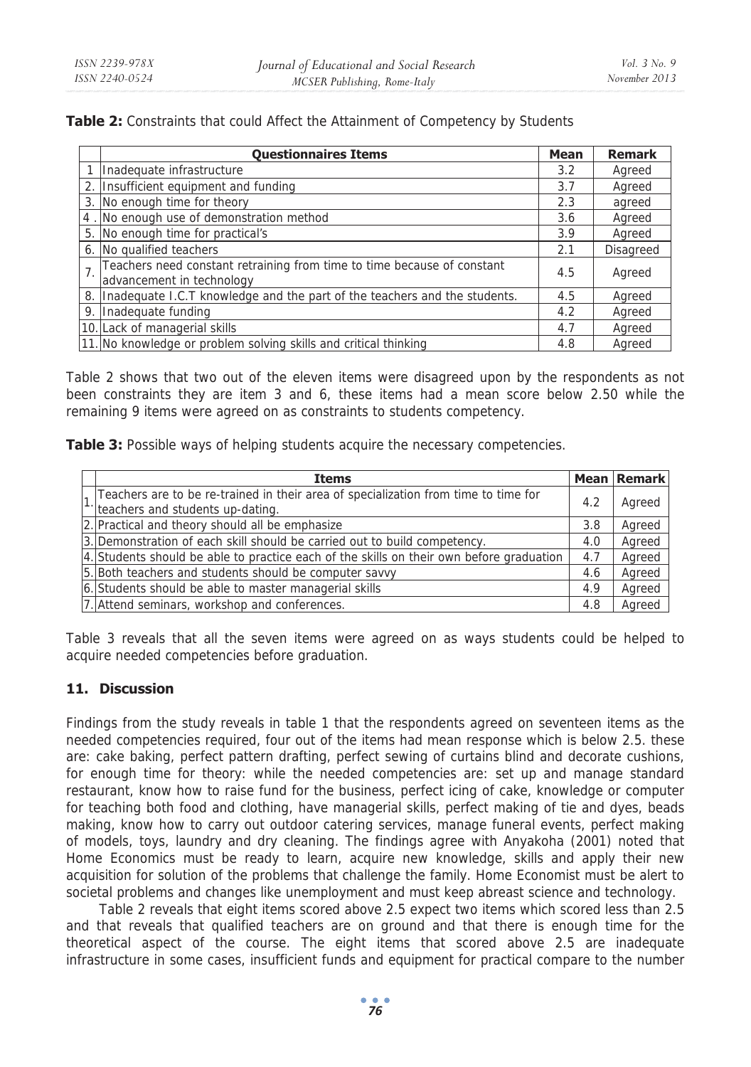**Table 2:** Constraints that could Affect the Attainment of Competency by Students

| | Questionnaires Items | Mean | Remark |
|---|---|---|---|
| 1 | Inadequate infrastructure | 3.2 | Agreed |
| 2. | Insufficient equipment and funding | 3.7 | Agreed |
| 3. | No enough time for theory | 2.3 | agreed |
| 4 . | No enough use of demonstration method | 3.6 | Agreed |
| 5. | No enough time for practical's | 3.9 | Agreed |
| 6. | No qualified teachers | 2.1 | Disagreed |
| 7. | Teachers need constant retraining from time to time because of constant advancement in technology | 4.5 | Agreed |
| 8. | Inadequate I.C.T knowledge and the part of the teachers and the students. | 4.5 | Agreed |
| 9. | Inadequate funding | 4.2 | Agreed |
| 10. | Lack of managerial skills | 4.7 | Agreed |
| 11. | No knowledge or problem solving skills and critical thinking | 4.8 | Agreed |

Table 2 shows that two out of the eleven items were disagreed upon by the respondents as not been constraints they are item 3 and 6, these items had a mean score below 2.50 while the remaining 9 items were agreed on as constraints to students competency.

**Table 3:** Possible ways of helping students acquire the necessary competencies.

| | Items | Mean | Remark |
|---|---|---|---|
| 1. | Teachers are to be re-trained in their area of specialization from time to time for teachers and students up-dating. | 4.2 | Agreed |
| 2. | Practical and theory should all be emphasize | 3.8 | Agreed |
| 3. | Demonstration of each skill should be carried out to build competency. | 4.0 | Agreed |
| 4. | Students should be able to practice each of the skills on their own before graduation | 4.7 | Agreed |
| 5. | Both teachers and students should be computer savvy | 4.6 | Agreed |
| 6. | Students should be able to master managerial skills | 4.9 | Agreed |
| 7. | Attend seminars, workshop and conferences. | 4.8 | Agreed |

Table 3 reveals that all the seven items were agreed on as ways students could be helped to acquire needed competencies before graduation.

## 11. Discussion

Findings from the study reveals in table 1 that the respondents agreed on seventeen items as the needed competencies required, four out of the items had mean response which is below 2.5. these are: cake baking, perfect pattern drafting, perfect sewing of curtains blind and decorate cushions, for enough time for theory: while the needed competencies are: set up and manage standard restaurant, know how to raise fund for the business, perfect icing of cake, knowledge or computer for teaching both food and clothing, have managerial skills, perfect making of tie and dyes, beads making, know how to carry out outdoor catering services, manage funeral events, perfect making of models, toys, laundry and dry cleaning. The findings agree with Anyakoha (2001) noted that Home Economics must be ready to learn, acquire new knowledge, skills and apply their new acquisition for solution of the problems that challenge the family. Home Economist must be alert to societal problems and changes like unemployment and must keep abreast science and technology.

Table 2 reveals that eight items scored above 2.5 expect two items which scored less than 2.5 and that reveals that qualified teachers are on ground and that there is enough time for the theoretical aspect of the course. The eight items that scored above 2.5 are inadequate infrastructure in some cases, insufficient funds and equipment for practical compare to the number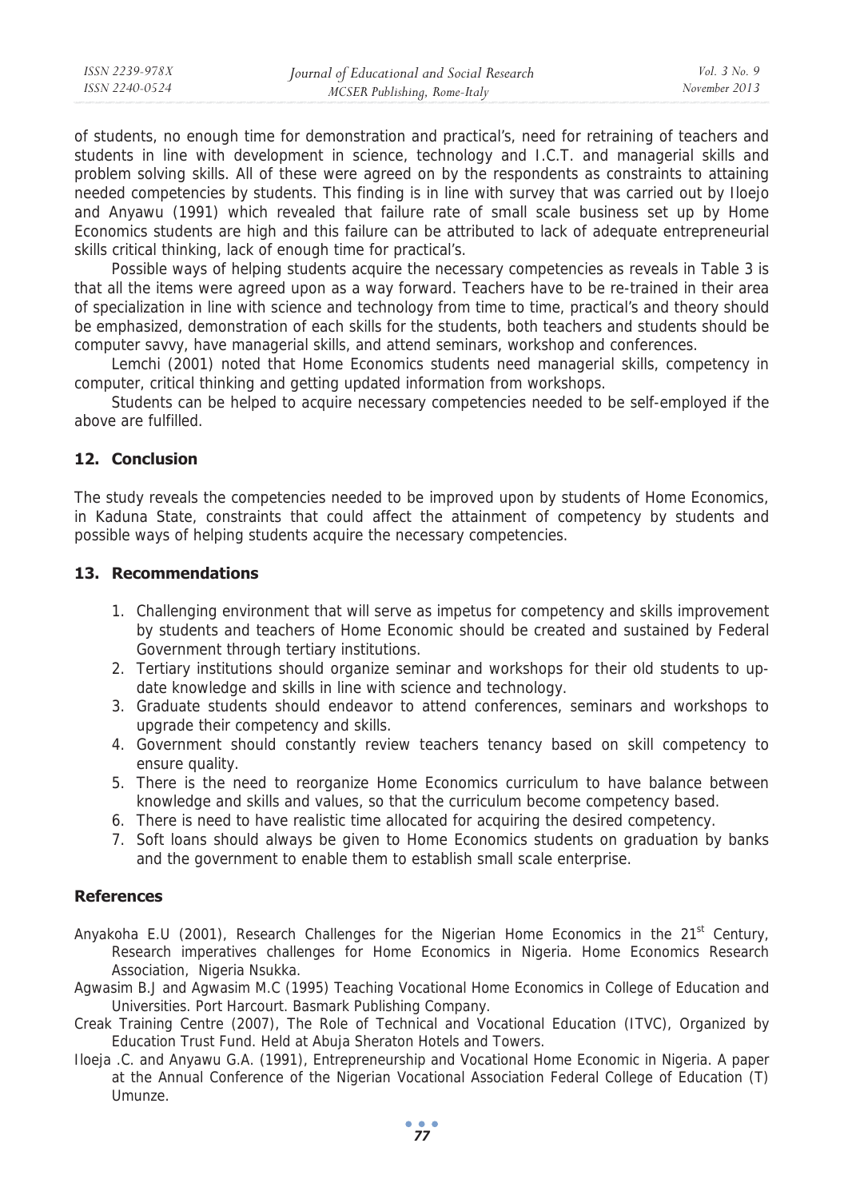of students, no enough time for demonstration and practical's, need for retraining of teachers and students in line with development in science, technology and I.C.T. and managerial skills and problem solving skills. All of these were agreed on by the respondents as constraints to attaining needed competencies by students. This finding is in line with survey that was carried out by Iloejo and Anyawu (1991) which revealed that failure rate of small scale business set up by Home Economics students are high and this failure can be attributed to lack of adequate entrepreneurial skills critical thinking, lack of enough time for practical's.

Possible ways of helping students acquire the necessary competencies as reveals in Table 3 is that all the items were agreed upon as a way forward. Teachers have to be re-trained in their area of specialization in line with science and technology from time to time, practical's and theory should be emphasized, demonstration of each skills for the students, both teachers and students should be computer savvy, have managerial skills, and attend seminars, workshop and conferences.

Lemchi (2001) noted that Home Economics students need managerial skills, competency in computer, critical thinking and getting updated information from workshops.

Students can be helped to acquire necessary competencies needed to be self-employed if the above are fulfilled.

## 12. Conclusion

The study reveals the competencies needed to be improved upon by students of Home Economics, in Kaduna State, constraints that could affect the attainment of competency by students and possible ways of helping students acquire the necessary competencies.

## 13. Recommendations

1. Challenging environment that will serve as impetus for competency and skills improvement by students and teachers of Home Economic should be created and sustained by Federal Government through tertiary institutions.
2. Tertiary institutions should organize seminar and workshops for their old students to up-date knowledge and skills in line with science and technology.
3. Graduate students should endeavor to attend conferences, seminars and workshops to upgrade their competency and skills.
4. Government should constantly review teachers tenancy based on skill competency to ensure quality.
5. There is the need to reorganize Home Economics curriculum to have balance between knowledge and skills and values, so that the curriculum become competency based.
6. There is need to have realistic time allocated for acquiring the desired competency.
7. Soft loans should always be given to Home Economics students on graduation by banks and the government to enable them to establish small scale enterprise.

## References

Anyakoha E.U (2001), Research Challenges for the Nigerian Home Economics in the 21st Century, Research imperatives challenges for Home Economics in Nigeria. Home Economics Research Association, Nigeria Nsukka.

Agwasim B.J and Agwasim M.C (1995) Teaching Vocational Home Economics in College of Education and Universities. Port Harcourt. Basmark Publishing Company.

Creak Training Centre (2007), The Role of Technical and Vocational Education (ITVC), Organized by Education Trust Fund. Held at Abuja Sheraton Hotels and Towers.

Iloeja .C. and Anyawu G.A. (1991), Entrepreneurship and Vocational Home Economic in Nigeria. A paper at the Annual Conference of the Nigerian Vocational Association Federal College of Education (T) Umunze.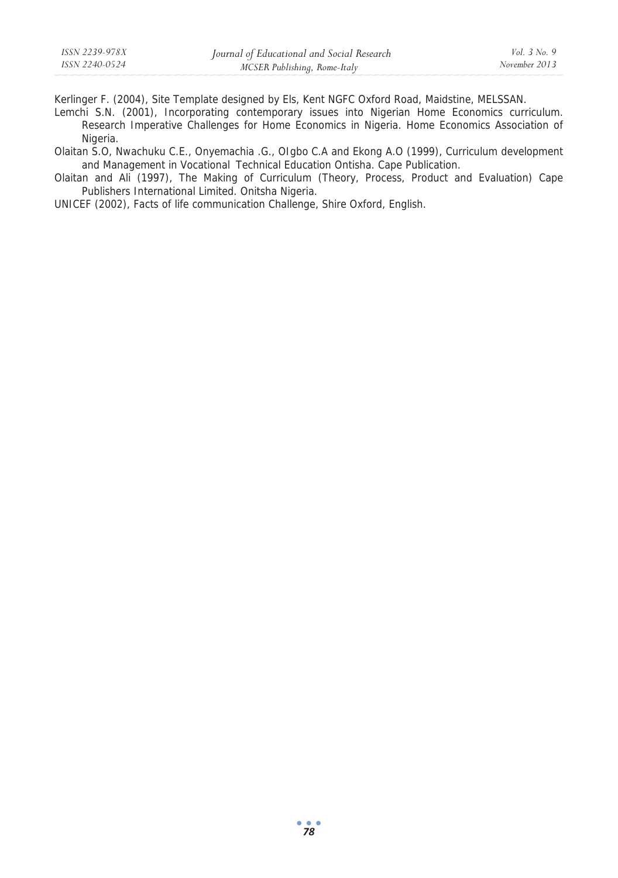Kerlinger F. (2004), Site Template designed by Els, Kent NGFC Oxford Road, Maidstine, MELSSAN.

Lemchi S.N. (2001), Incorporating contemporary issues into Nigerian Home Economics curriculum. Research Imperative Challenges for Home Economics in Nigeria. Home Economics Association of Nigeria.

Olaitan S.O, Nwachuku C.E., Onyemachia .G., OIgbo C.A and Ekong A.O (1999), Curriculum development and Management in Vocational Technical Education Ontisha. Cape Publication.

Olaitan and Ali (1997), The Making of Curriculum (Theory, Process, Product and Evaluation) Cape Publishers International Limited. Onitsha Nigeria.

UNICEF (2002), Facts of life communication Challenge, Shire Oxford, English.